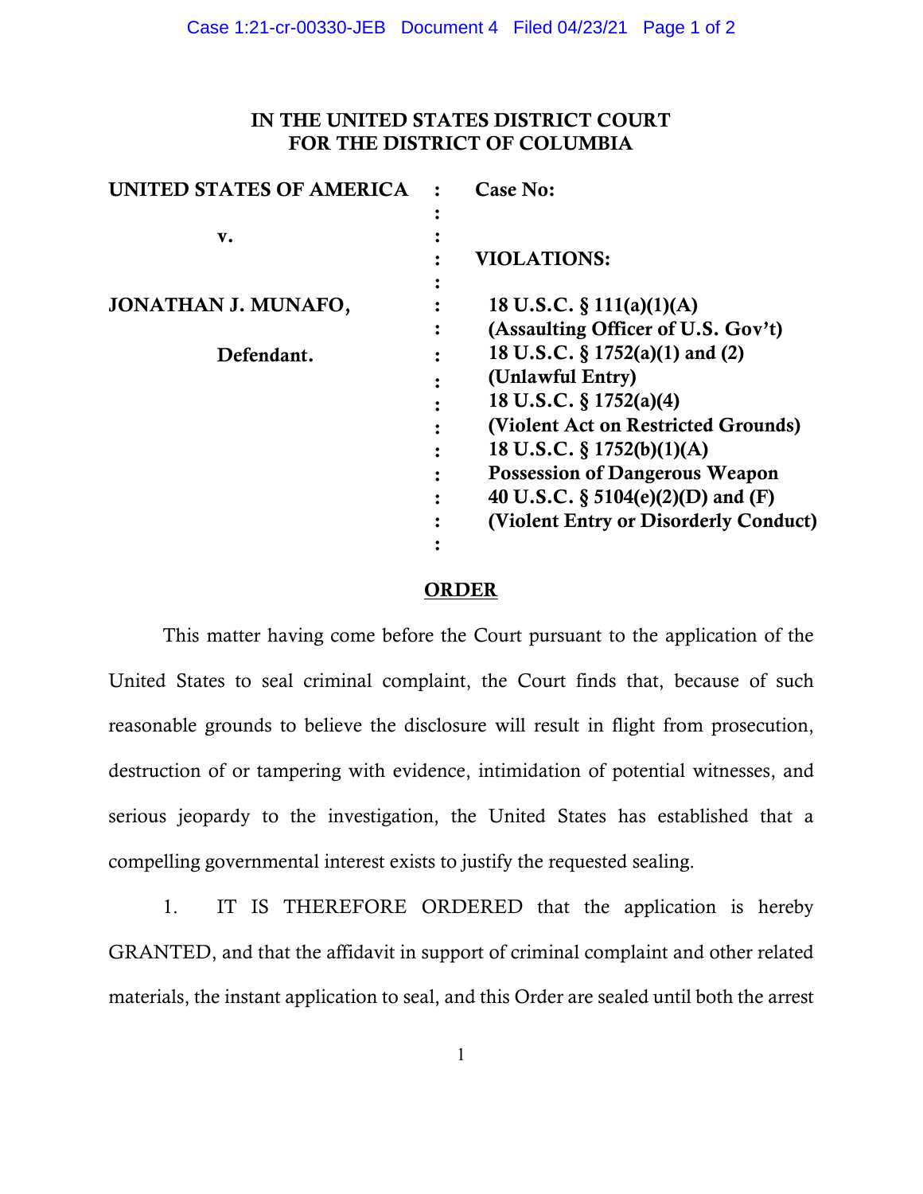**IN THE UNITED STATES DISTRICT COURT FOR THE DISTRICT OF COLUMBIA**

| | | |
|---|---|---|
| **UNITED STATES OF AMERICA** | : | **Case No:** |
| | : | |
| **v.** | : | |
| | : | **VIOLATIONS:** |
| | : | |
| **JONATHAN J. MUNAFO,** | : | **18 U.S.C. § 111(a)(1)(A)** |
| | : | **(Assaulting Officer of U.S. Gov't)** |
| **Defendant.** | : | **18 U.S.C. § 1752(a)(1) and (2)** |
| | : | **(Unlawful Entry)** |
| | : | **18 U.S.C. § 1752(a)(4)** |
| | : | **(Violent Act on Restricted Grounds)** |
| | : | **18 U.S.C. § 1752(b)(1)(A)** |
| | : | **Possession of Dangerous Weapon** |
| | : | **40 U.S.C. § 5104(e)(2)(D) and (F)** |
| | : | **(Violent Entry or Disorderly Conduct)** |
| | : | |

**ORDER**

This matter having come before the Court pursuant to the application of the United States to seal criminal complaint, the Court finds that, because of such reasonable grounds to believe the disclosure will result in flight from prosecution, destruction of or tampering with evidence, intimidation of potential witnesses, and serious jeopardy to the investigation, the United States has established that a compelling governmental interest exists to justify the requested sealing.

1. IT IS THEREFORE ORDERED that the application is hereby GRANTED, and that the affidavit in support of criminal complaint and other related materials, the instant application to seal, and this Order are sealed until both the arrest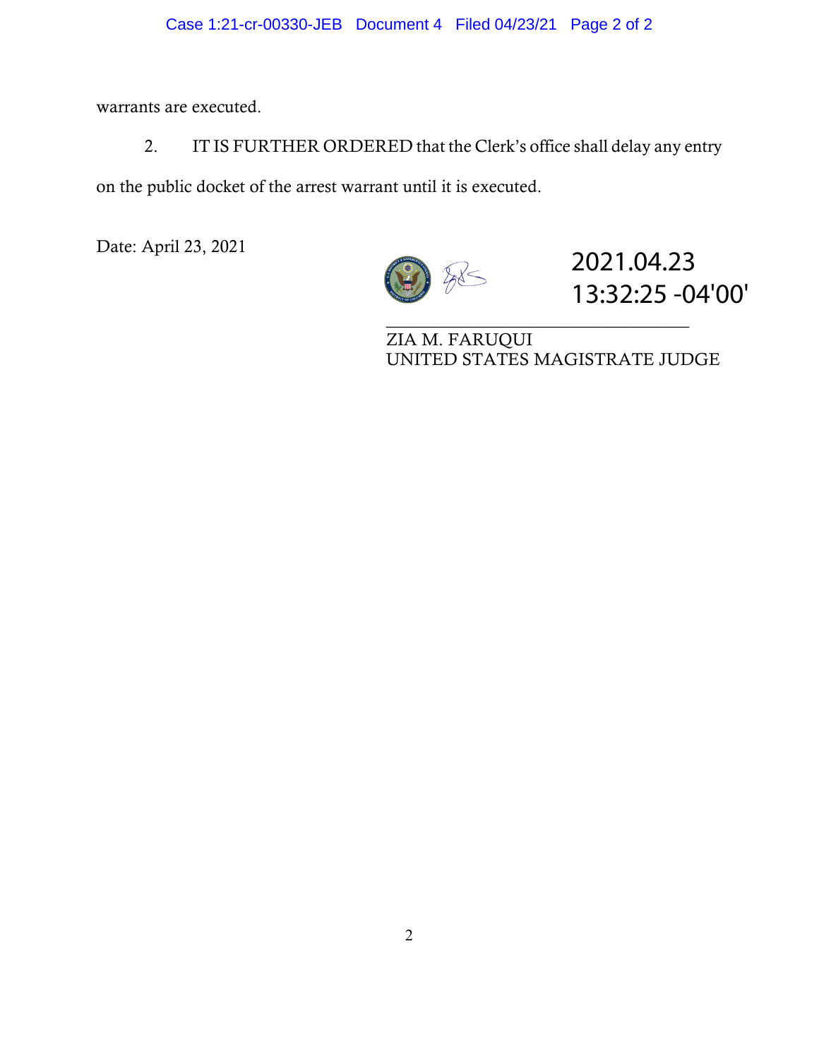warrants are executed.

2. IT IS FURTHER ORDERED that the Clerk's office shall delay any entry on the public docket of the arrest warrant until it is executed.

Date: April 23, 2021

2021.04.23
13:32:25 -04'00'

___________________________________
ZIA M. FARUQUI
UNITED STATES MAGISTRATE JUDGE